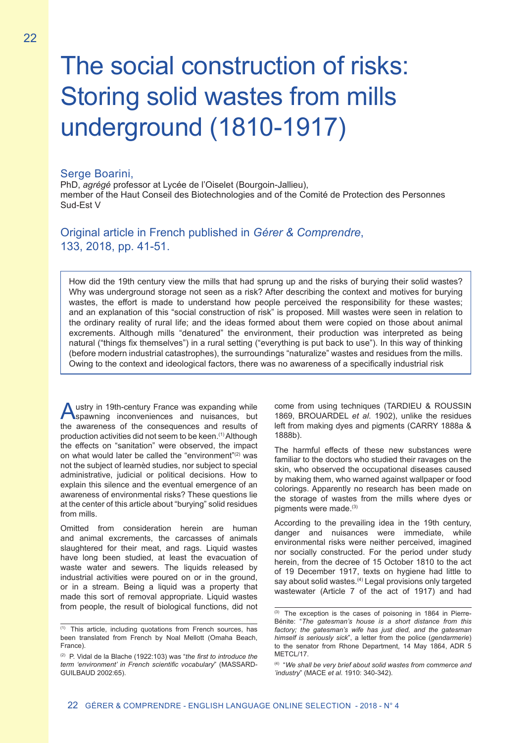# The social construction of risks: Storing solid wastes from mills underground (1810-1917)

Serge Boarini,
PhD, *agrégé* professor at Lycée de l'Oiselet (Bourgoin-Jallieu),
member of the Haut Conseil des Biotechnologies and of the Comité de Protection des Personnes Sud-Est V

Original article in French published in *Gérer & Comprendre*, 133, 2018, pp. 41-51.

How did the 19th century view the mills that had sprung up and the risks of burying their solid wastes? Why was underground storage not seen as a risk? After describing the context and motives for burying wastes, the effort is made to understand how people perceived the responsibility for these wastes; and an explanation of this "social construction of risk" is proposed. Mill wastes were seen in relation to the ordinary reality of rural life; and the ideas formed about them were copied on those about animal excrements. Although mills "denatured" the environment, their production was interpreted as being natural ("things fix themselves") in a rural setting ("everything is put back to use"). In this way of thinking (before modern industrial catastrophes), the surroundings "naturalize" wastes and residues from the mills. Owing to the context and ideological factors, there was no awareness of a specifically industrial risk

Austry in 19th-century France was expanding while spawning inconveniences and nuisances, but the awareness of the consequences and results of production activities did not seem to be keen.[1] Although the effects on "sanitation" were observed, the impact on what would later be called the "environment"[2] was not the subject of learnèd studies, nor subject to special administrative, judicial or political decisions. How to explain this silence and the eventual emergence of an awareness of environmental risks? These questions lie at the center of this article about "burying" solid residues from mills.

Omitted from consideration herein are human and animal excrements, the carcasses of animals slaughtered for their meat, and rags. Liquid wastes have long been studied, at least the evacuation of waste water and sewers. The liquids released by industrial activities were poured on or in the ground, or in a stream. Being a liquid was a property that made this sort of removal appropriate. Liquid wastes from people, the result of biological functions, did not come from using techniques (TARDIEU & ROUSSIN 1869, BROUARDEL *et al*. 1902), unlike the residues left from making dyes and pigments (CARRY 1888a & 1888b).

The harmful effects of these new substances were familiar to the doctors who studied their ravages on the skin, who observed the occupational diseases caused by making them, who warned against wallpaper or food colorings. Apparently no research has been made on the storage of wastes from the mills where dyes or pigments were made.[3]

According to the prevailing idea in the 19th century, danger and nuisances were immediate, while environmental risks were neither perceived, imagined nor socially constructed. For the period under study herein, from the decree of 15 October 1810 to the act of 19 December 1917, texts on hygiene had little to say about solid wastes.[4] Legal provisions only targeted wastewater (Article 7 of the act of 1917) and had

---

[1] This article, including quotations from French sources, has been translated from French by Noal Mellott (Omaha Beach, France).

[2] P. Vidal de la Blache (1922:103) was "*the first to introduce the term 'environment' in French scientific vocabulary*" (MASSARD-GUILBAUD 2002:65).

[3] The exception is the cases of poisoning in 1864 in Pierre-Bénite: "*The gatesman's house is a short distance from this factory; the gatesman's wife has just died, and the gatesman himself is seriously sick*", a letter from the police (*gendarmerie*) to the senator from Rhone Department, 14 May 1864, ADR 5 METCL/17.

[4] "*We shall be very brief about solid wastes from commerce and 'industry*" (MACE *et al*. 1910: 340-342).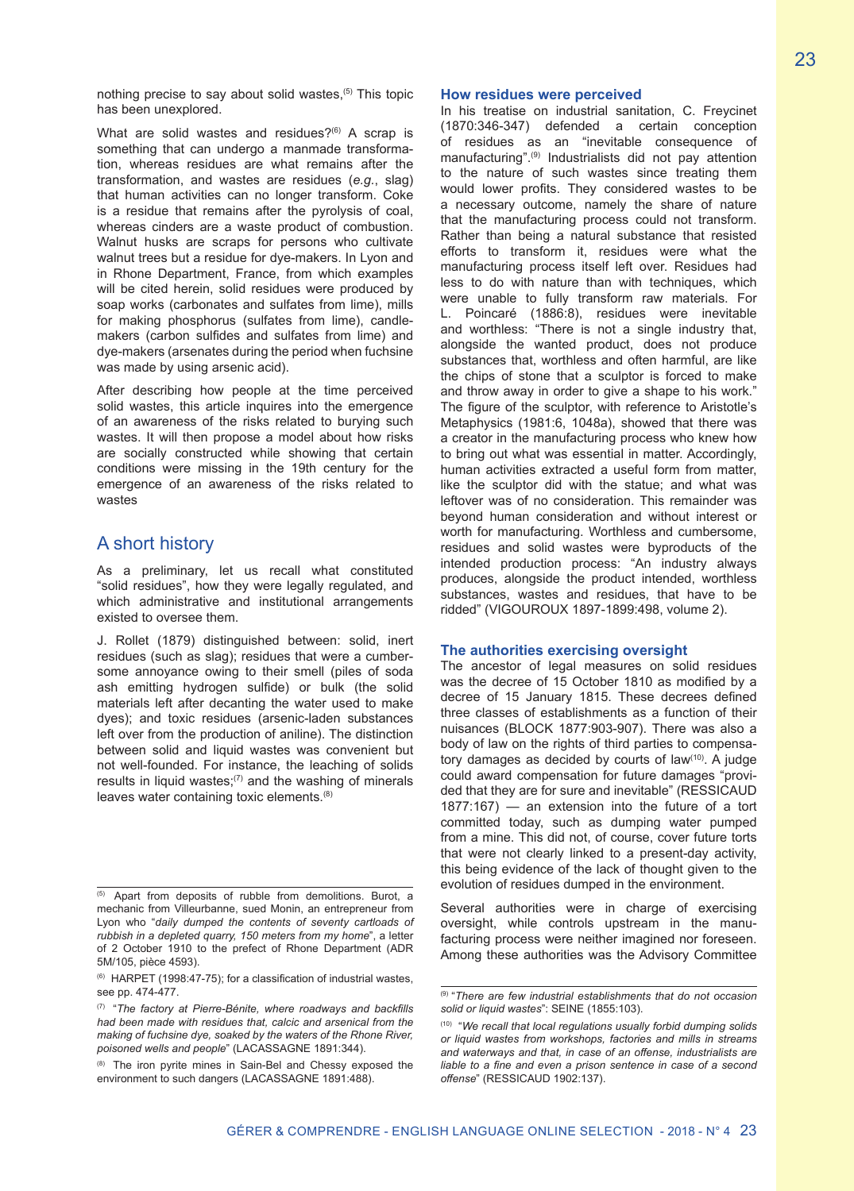nothing precise to say about solid wastes,[5] This topic has been unexplored.

What are solid wastes and residues?[6] A scrap is something that can undergo a manmade transformation, whereas residues are what remains after the transformation, and wastes are residues (*e.g.*, slag) that human activities can no longer transform. Coke is a residue that remains after the pyrolysis of coal, whereas cinders are a waste product of combustion. Walnut husks are scraps for persons who cultivate walnut trees but a residue for dye-makers. In Lyon and in Rhone Department, France, from which examples will be cited herein, solid residues were produced by soap works (carbonates and sulfates from lime), mills for making phosphorus (sulfates from lime), candle-makers (carbon sulfides and sulfates from lime) and dye-makers (arsenates during the period when fuchsine was made by using arsenic acid).

After describing how people at the time perceived solid wastes, this article inquires into the emergence of an awareness of the risks related to burying such wastes. It will then propose a model about how risks are socially constructed while showing that certain conditions were missing in the 19th century for the emergence of an awareness of the risks related to wastes

## A short history

As a preliminary, let us recall what constituted "solid residues", how they were legally regulated, and which administrative and institutional arrangements existed to oversee them.

J. Rollet (1879) distinguished between: solid, inert residues (such as slag); residues that were a cumbersome annoyance owing to their smell (piles of soda ash emitting hydrogen sulfide) or bulk (the solid materials left after decanting the water used to make dyes); and toxic residues (arsenic-laden substances left over from the production of aniline). The distinction between solid and liquid wastes was convenient but not well-founded. For instance, the leaching of solids results in liquid wastes;[7] and the washing of minerals leaves water containing toxic elements.[8]

### How residues were perceived

In his treatise on industrial sanitation, C. Freycinet (1870:346-347) defended a certain conception of residues as an "inevitable consequence of manufacturing".[9] Industrialists did not pay attention to the nature of such wastes since treating them would lower profits. They considered wastes to be a necessary outcome, namely the share of nature that the manufacturing process could not transform. Rather than being a natural substance that resisted efforts to transform it, residues were what the manufacturing process itself left over. Residues had less to do with nature than with techniques, which were unable to fully transform raw materials. For L. Poincaré (1886:8), residues were inevitable and worthless: "There is not a single industry that, alongside the wanted product, does not produce substances that, worthless and often harmful, are like the chips of stone that a sculptor is forced to make and throw away in order to give a shape to his work." The figure of the sculptor, with reference to Aristotle's Metaphysics (1981:6, 1048a), showed that there was a creator in the manufacturing process who knew how to bring out what was essential in matter. Accordingly, human activities extracted a useful form from matter, like the sculptor did with the statue; and what was leftover was of no consideration. This remainder was beyond human consideration and without interest or worth for manufacturing. Worthless and cumbersome, residues and solid wastes were byproducts of the intended production process: "An industry always produces, alongside the product intended, worthless substances, wastes and residues, that have to be ridded" (VIGOUROUX 1897-1899:498, volume 2).

### The authorities exercising oversight

The ancestor of legal measures on solid residues was the decree of 15 October 1810 as modified by a decree of 15 January 1815. These decrees defined three classes of establishments as a function of their nuisances (BLOCK 1877:903-907). There was also a body of law on the rights of third parties to compensatory damages as decided by courts of law[10]. A judge could award compensation for future damages "provided that they are for sure and inevitable" (RESSICAUD 1877:167) — an extension into the future of a tort committed today, such as dumping water pumped from a mine. This did not, of course, cover future torts that were not clearly linked to a present-day activity, this being evidence of the lack of thought given to the evolution of residues dumped in the environment.

Several authorities were in charge of exercising oversight, while controls upstream in the manufacturing process were neither imagined nor foreseen. Among these authorities was the Advisory Committee

---

[5] Apart from deposits of rubble from demolitions. Burot, a mechanic from Villeurbanne, sued Monin, an entrepreneur from Lyon who "*daily dumped the contents of seventy cartloads of rubbish in a depleted quarry, 150 meters from my home*", a letter of 2 October 1910 to the prefect of Rhone Department (ADR 5M/105, pièce 4593).

[6] HARPET (1998:47-75); for a classification of industrial wastes, see pp. 474-477.

[7] "*The factory at Pierre-Bénite, where roadways and backfills had been made with residues that, calcic and arsenical from the making of fuchsine dye, soaked by the waters of the Rhone River, poisoned wells and people*" (LACASSAGNE 1891:344).

[8] The iron pyrite mines in Sain-Bel and Chessy exposed the environment to such dangers (LACASSAGNE 1891:488).

[9] "*There are few industrial establishments that do not occasion solid or liquid wastes*": SEINE (1855:103).

[10] "*We recall that local regulations usually forbid dumping solids or liquid wastes from workshops, factories and mills in streams and waterways and that, in case of an offense, industrialists are liable to a fine and even a prison sentence in case of a second offense*" (RESSICAUD 1902:137).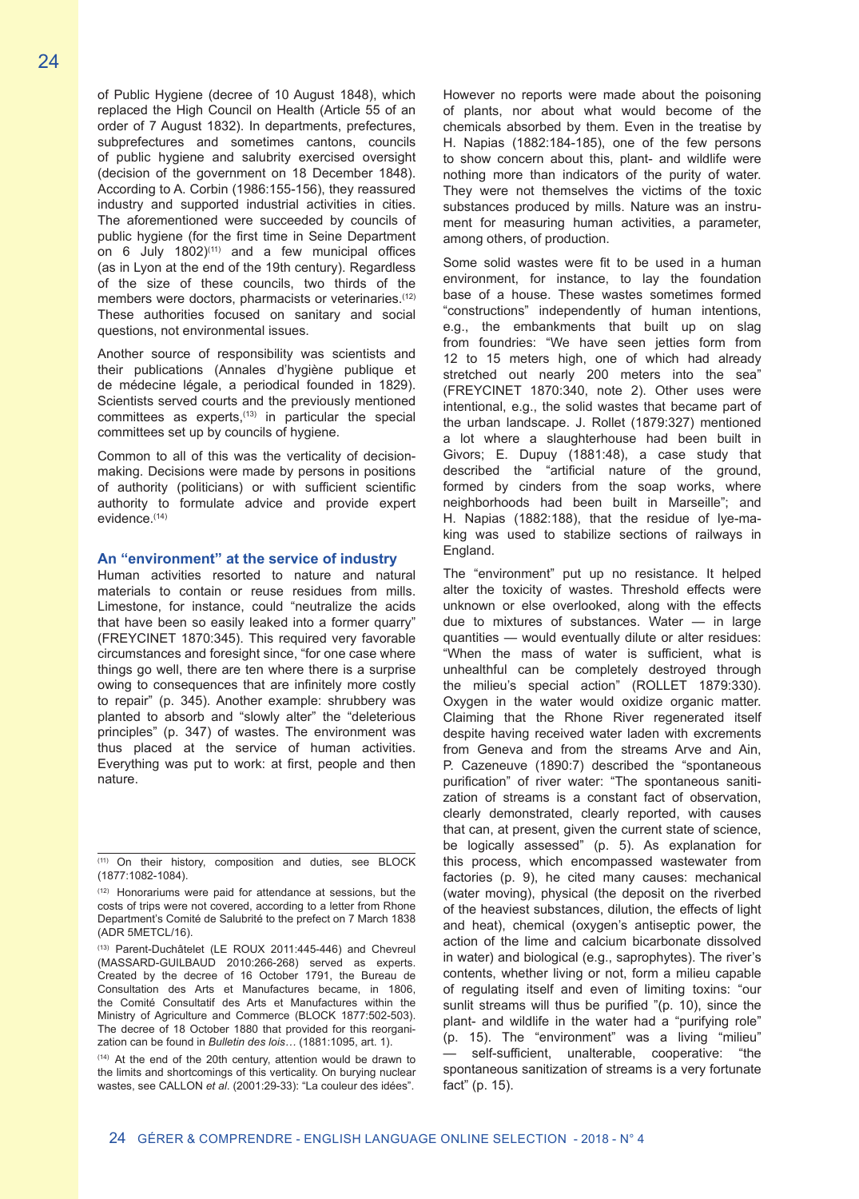of Public Hygiene (decree of 10 August 1848), which replaced the High Council on Health (Article 55 of an order of 7 August 1832). In departments, prefectures, subprefectures and sometimes cantons, councils of public hygiene and salubrity exercised oversight (decision of the government on 18 December 1848). According to A. Corbin (1986:155-156), they reassured industry and supported industrial activities in cities. The aforementioned were succeeded by councils of public hygiene (for the first time in Seine Department on 6 July 1802)[11] and a few municipal offices (as in Lyon at the end of the 19th century). Regardless of the size of these councils, two thirds of the members were doctors, pharmacists or veterinaries.[12] These authorities focused on sanitary and social questions, not environmental issues.

Another source of responsibility was scientists and their publications (Annales d'hygiène publique et de médecine légale, a periodical founded in 1829). Scientists served courts and the previously mentioned committees as experts,[13] in particular the special committees set up by councils of hygiene.

Common to all of this was the verticality of decision-making. Decisions were made by persons in positions of authority (politicians) or with sufficient scientific authority to formulate advice and provide expert evidence.[14]

## An "environment" at the service of industry

Human activities resorted to nature and natural materials to contain or reuse residues from mills. Limestone, for instance, could "neutralize the acids that have been so easily leaked into a former quarry" (FREYCINET 1870:345). This required very favorable circumstances and foresight since, "for one case where things go well, there are ten where there is a surprise owing to consequences that are infinitely more costly to repair" (p. 345). Another example: shrubbery was planted to absorb and "slowly alter" the "deleterious principles" (p. 347) of wastes. The environment was thus placed at the service of human activities. Everything was put to work: at first, people and then nature.

However no reports were made about the poisoning of plants, nor about what would become of the chemicals absorbed by them. Even in the treatise by H. Napias (1882:184-185), one of the few persons to show concern about this, plant- and wildlife were nothing more than indicators of the purity of water. They were not themselves the victims of the toxic substances produced by mills. Nature was an instrument for measuring human activities, a parameter, among others, of production.

Some solid wastes were fit to be used in a human environment, for instance, to lay the foundation base of a house. These wastes sometimes formed "constructions" independently of human intentions, e.g., the embankments that built up on slag from foundries: "We have seen jetties form from 12 to 15 meters high, one of which had already stretched out nearly 200 meters into the sea" (FREYCINET 1870:340, note 2). Other uses were intentional, e.g., the solid wastes that became part of the urban landscape. J. Rollet (1879:327) mentioned a lot where a slaughterhouse had been built in Givors; E. Dupuy (1881:48), a case study that described the "artificial nature of the ground, formed by cinders from the soap works, where neighborhoods had been built in Marseille"; and H. Napias (1882:188), that the residue of lye-making was used to stabilize sections of railways in England.

The "environment" put up no resistance. It helped alter the toxicity of wastes. Threshold effects were unknown or else overlooked, along with the effects due to mixtures of substances. Water — in large quantities — would eventually dilute or alter residues: "When the mass of water is sufficient, what is unhealthful can be completely destroyed through the milieu's special action" (ROLLET 1879:330). Oxygen in the water would oxidize organic matter. Claiming that the Rhone River regenerated itself despite having received water laden with excrements from Geneva and from the streams Arve and Ain, P. Cazeneuve (1890:7) described the "spontaneous purification" of river water: "The spontaneous sanitization of streams is a constant fact of observation, clearly demonstrated, clearly reported, with causes that can, at present, given the current state of science, be logically assessed" (p. 5). As explanation for this process, which encompassed wastewater from factories (p. 9), he cited many causes: mechanical (water moving), physical (the deposit on the riverbed of the heaviest substances, dilution, the effects of light and heat), chemical (oxygen's antiseptic power, the action of the lime and calcium bicarbonate dissolved in water) and biological (e.g., saprophytes). The river's contents, whether living or not, form a milieu capable of regulating itself and even of limiting toxins: "our sunlit streams will thus be purified "(p. 10), since the plant- and wildlife in the water had a "purifying role" (p. 15). The "environment" was a living "milieu" — self-sufficient, unalterable, cooperative: "the spontaneous sanitization of streams is a very fortunate fact" (p. 15).

---

[11] On their history, composition and duties, see BLOCK (1877:1082-1084).

[12] Honorariums were paid for attendance at sessions, but the costs of trips were not covered, according to a letter from Rhone Department's Comité de Salubrité to the prefect on 7 March 1838 (ADR 5METCL/16).

[13] Parent-Duchâtelet (LE ROUX 2011:445-446) and Chevreul (MASSARD-GUILBAUD 2010:266-268) served as experts. Created by the decree of 16 October 1791, the Bureau de Consultation des Arts et Manufactures became, in 1806, the Comité Consultatif des Arts et Manufactures within the Ministry of Agriculture and Commerce (BLOCK 1877:502-503). The decree of 18 October 1880 that provided for this reorganization can be found in *Bulletin des lois*… (1881:1095, art. 1).

[14] At the end of the 20th century, attention would be drawn to the limits and shortcomings of this verticality. On burying nuclear wastes, see CALLON *et al.* (2001:29-33): "La couleur des idées".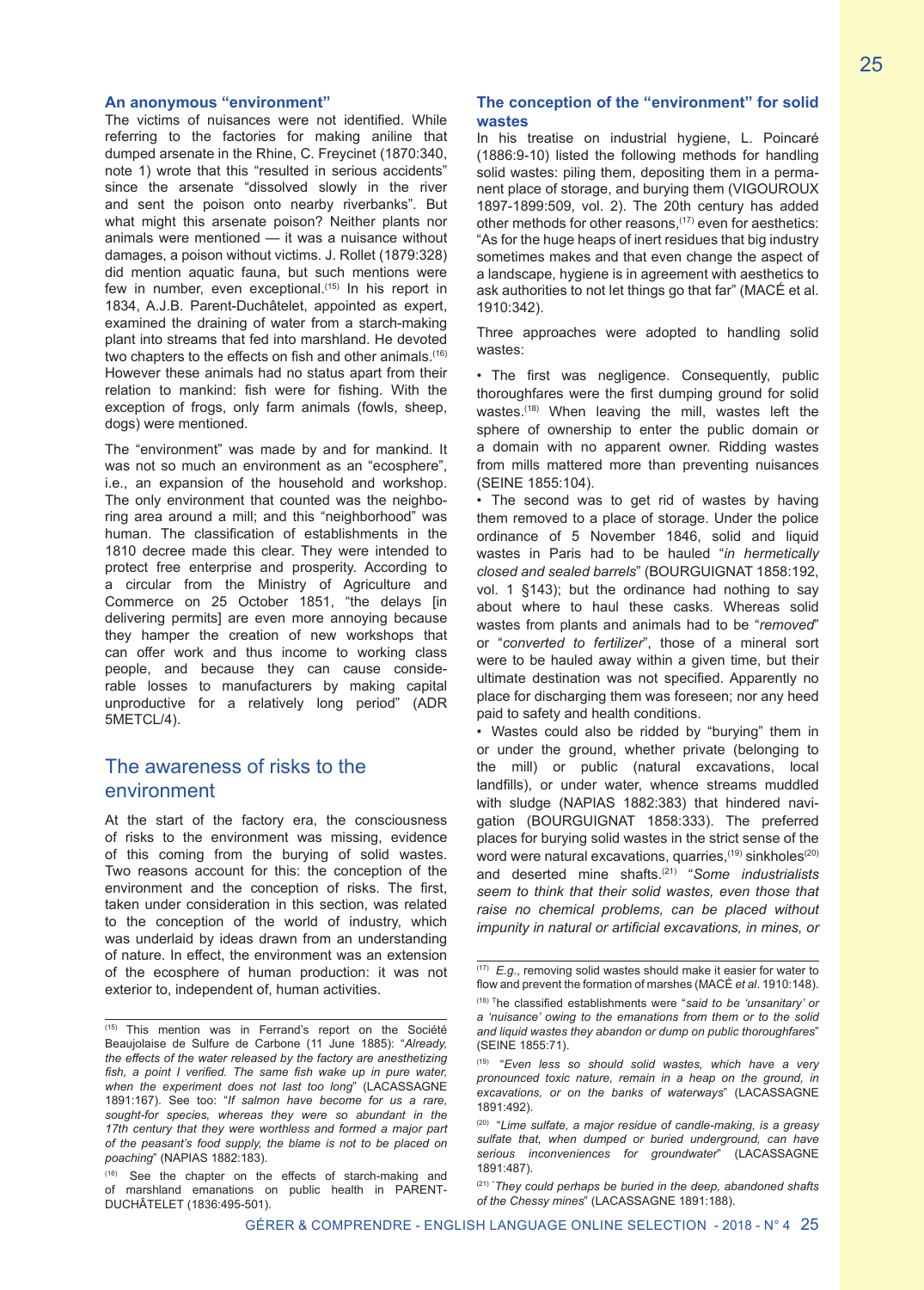### An anonymous "environment"

The victims of nuisances were not identified. While referring to the factories for making aniline that dumped arsenate in the Rhine, C. Freycinet (1870:340, note 1) wrote that this "resulted in serious accidents" since the arsenate "dissolved slowly in the river and sent the poison onto nearby riverbanks". But what might this arsenate poison? Neither plants nor animals were mentioned — it was a nuisance without damages, a poison without victims. J. Rollet (1879:328) did mention aquatic fauna, but such mentions were few in number, even exceptional.[15] In his report in 1834, A.J.B. Parent-Duchâtelet, appointed as expert, examined the draining of water from a starch-making plant into streams that fed into marshland. He devoted two chapters to the effects on fish and other animals.[16] However these animals had no status apart from their relation to mankind: fish were for fishing. With the exception of frogs, only farm animals (fowls, sheep, dogs) were mentioned.

The "environment" was made by and for mankind. It was not so much an environment as an "ecosphere", i.e., an expansion of the household and workshop. The only environment that counted was the neighboring area around a mill; and this "neighborhood" was human. The classification of establishments in the 1810 decree made this clear. They were intended to protect free enterprise and prosperity. According to a circular from the Ministry of Agriculture and Commerce on 25 October 1851, "the delays [in delivering permits] are even more annoying because they hamper the creation of new workshops that can offer work and thus income to working class people, and because they can cause considerable losses to manufacturers by making capital unproductive for a relatively long period" (ADR 5METCL/4).

## The awareness of risks to the environment

At the start of the factory era, the consciousness of risks to the environment was missing, evidence of this coming from the burying of solid wastes. Two reasons account for this: the conception of the environment and the conception of risks. The first, taken under consideration in this section, was related to the conception of the world of industry, which was underlaid by ideas drawn from an understanding of nature. In effect, the environment was an extension of the ecosphere of human production: it was not exterior to, independent of, human activities.

### The conception of the "environment" for solid wastes

In his treatise on industrial hygiene, L. Poincaré (1886:9-10) listed the following methods for handling solid wastes: piling them, depositing them in a permanent place of storage, and burying them (VIGOUROUX 1897-1899:509, vol. 2). The 20th century has added other methods for other reasons,[17] even for aesthetics: "As for the huge heaps of inert residues that big industry sometimes makes and that even change the aspect of a landscape, hygiene is in agreement with aesthetics to ask authorities to not let things go that far" (MACÉ et al. 1910:342).

Three approaches were adopted to handling solid wastes:

• The first was negligence. Consequently, public thoroughfares were the first dumping ground for solid wastes.[18] When leaving the mill, wastes left the sphere of ownership to enter the public domain or a domain with no apparent owner. Ridding wastes from mills mattered more than preventing nuisances (SEINE 1855:104).

• The second was to get rid of wastes by having them removed to a place of storage. Under the police ordinance of 5 November 1846, solid and liquid wastes in Paris had to be hauled "*in hermetically closed and sealed barrels*" (BOURGUIGNAT 1858:192, vol. 1 §143); but the ordinance had nothing to say about where to haul these casks. Whereas solid wastes from plants and animals had to be "*removed*" or "*converted to fertilizer*", those of a mineral sort were to be hauled away within a given time, but their ultimate destination was not specified. Apparently no place for discharging them was foreseen; nor any heed paid to safety and health conditions.

• Wastes could also be ridded by "burying" them in or under the ground, whether private (belonging to the mill) or public (natural excavations, local landfills), or under water, whence streams muddled with sludge (NAPIAS 1882:383) that hindered navigation (BOURGUIGNAT 1858:333). The preferred places for burying solid wastes in the strict sense of the word were natural excavations, quarries,[19] sinkholes[20] and deserted mine shafts.[21] "*Some industrialists seem to think that their solid wastes, even those that raise no chemical problems, can be placed without impunity in natural or artificial excavations, in mines, or*

---

[15] This mention was in Ferrand's report on the Société Beaujolaise de Sulfure de Carbone (11 June 1885): "*Already, the effects of the water released by the factory are anesthetizing fish, a point I verified. The same fish wake up in pure water, when the experiment does not last too long*" (LACASSAGNE 1891:167). See too: "*If salmon have become for us a rare, sought-for species, whereas they were so abundant in the 17th century that they were worthless and formed a major part of the peasant's food supply, the blame is not to be placed on poaching*" (NAPIAS 1882:183).

[16] See the chapter on the effects of starch-making and of marshland emanations on public health in PARENT-DUCHÂTELET (1836:495-501).

[17] *E.g.*, removing solid wastes should make it easier for water to flow and prevent the formation of marshes (MACÉ *et al.* 1910:148).

[18] The classified establishments were "*said to be 'unsanitary' or a 'nuisance' owing to the emanations from them or to the solid and liquid wastes they abandon or dump on public thoroughfares*" (SEINE 1855:71).

[19] "*Even less so should solid wastes, which have a very pronounced toxic nature, remain in a heap on the ground, in excavations, or on the banks of waterways*" (LACASSAGNE 1891:492).

[20] "*Lime sulfate, a major residue of candle-making, is a greasy sulfate that, when dumped or buried underground, can have serious inconveniences for groundwater*" (LACASSAGNE 1891:487).

[21] "*They could perhaps be buried in the deep, abandoned shafts of the Chessy mines*" (LACASSAGNE 1891:188).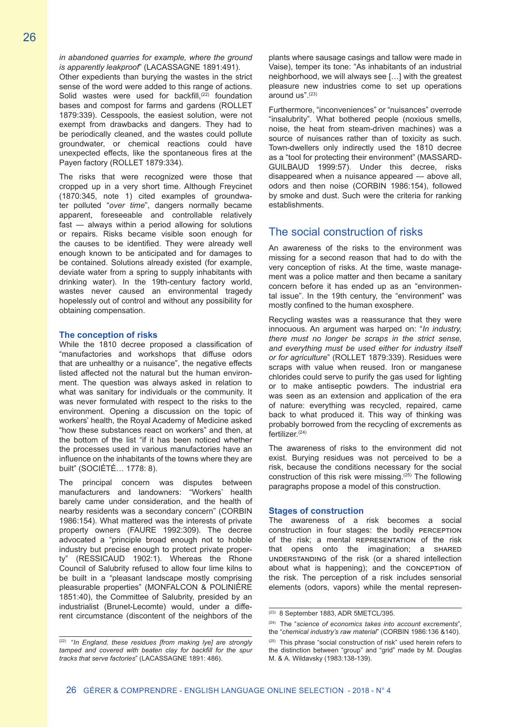*in abandoned quarries for example, where the ground is apparently leakproof*" (LACASSAGNE 1891:491).

Other expedients than burying the wastes in the strict sense of the word were added to this range of actions. Solid wastes were used for backfill,[22] foundation bases and compost for farms and gardens (ROLLET 1879:339). Cesspools, the easiest solution, were not exempt from drawbacks and dangers. They had to be periodically cleaned, and the wastes could pollute groundwater, or chemical reactions could have unexpected effects, like the spontaneous fires at the Payen factory (ROLLET 1879:334).

The risks that were recognized were those that cropped up in a very short time. Although Freycinet (1870:345, note 1) cited examples of groundwater polluted "*over time*", dangers normally became apparent, foreseeable and controllable relatively fast — always within a period allowing for solutions or repairs. Risks became visible soon enough for the causes to be identified. They were already well enough known to be anticipated and for damages to be contained. Solutions already existed (for example, deviate water from a spring to supply inhabitants with drinking water). In the 19th-century factory world, wastes never caused an environmental tragedy hopelessly out of control and without any possibility for obtaining compensation.

### The conception of risks

While the 1810 decree proposed a classification of "manufactories and workshops that diffuse odors that are unhealthy or a nuisance", the negative effects listed affected not the natural but the human environment. The question was always asked in relation to what was sanitary for individuals or the community. It was never formulated with respect to the risks to the environment. Opening a discussion on the topic of workers' health, the Royal Academy of Medicine asked "how these substances react on workers" and then, at the bottom of the list "if it has been noticed whether the processes used in various manufactories have an influence on the inhabitants of the towns where they are built" (SOCIÉTÉ… 1778: 8).

The principal concern was disputes between manufacturers and landowners: "Workers' health barely came under consideration, and the health of nearby residents was a secondary concern" (CORBIN 1986:154). What mattered was the interests of private property owners (FAURE 1992:309). The decree advocated a "principle broad enough not to hobble industry but precise enough to protect private property" (RESSICAUD 1902:1). Whereas the Rhone Council of Salubrity refused to allow four lime kilns to be built in a "pleasant landscape mostly comprising pleasurable properties" (MONFALCON & POLINIÈRE 1851:40), the Committee of Salubrity, presided by an industrialist (Brunet-Lecomte) would, under a different circumstance (discontent of the neighbors of the plants where sausage casings and tallow were made in Vaise), temper its tone: "As inhabitants of an industrial neighborhood, we will always see […] with the greatest pleasure new industries come to set up operations around us".[23]

Furthermore, "inconveniences" or "nuisances" overrode "insalubrity". What bothered people (noxious smells, noise, the heat from steam-driven machines) was a source of nuisances rather than of toxicity as such. Town-dwellers only indirectly used the 1810 decree as a "tool for protecting their environment" (MASSARD-GUILBAUD 1999:57). Under this decree, risks disappeared when a nuisance appeared — above all, odors and then noise (CORBIN 1986:154), followed by smoke and dust. Such were the criteria for ranking establishments.

## The social construction of risks

An awareness of the risks to the environment was missing for a second reason that had to do with the very conception of risks. At the time, waste management was a police matter and then became a sanitary concern before it has ended up as an "environmental issue". In the 19th century, the "environment" was mostly confined to the human exosphere.

Recycling wastes was a reassurance that they were innocuous. An argument was harped on: "*In industry, there must no longer be scraps in the strict sense, and everything must be used either for industry itself or for agriculture*" (ROLLET 1879:339). Residues were scraps with value when reused. Iron or manganese chlorides could serve to purify the gas used for lighting or to make antiseptic powders. The industrial era was seen as an extension and application of the era of nature: everything was recycled, repaired, came back to what produced it. This way of thinking was probably borrowed from the recycling of excrements as fertilizer.[24]

The awareness of risks to the environment did not exist. Burying residues was not perceived to be a risk, because the conditions necessary for the social construction of this risk were missing.[25] The following paragraphs propose a model of this construction.

### Stages of construction

The awareness of a risk becomes a social construction in four stages: the bodily PERCEPTION of the risk; a mental REPRESENTATION of the risk that opens onto the imagination; a SHARED UNDERSTANDING of the risk (or a shared intellection about what is happening); and the CONCEPTION of the risk. The perception of a risk includes sensorial elements (odors, vapors) while the mental represen-

---

[22] "*In England, these residues [from making lye] are strongly tamped and covered with beaten clay for backfill for the spur tracks that serve factories*" (LACASSAGNE 1891: 486).

[23] 8 September 1883, ADR 5METCL/395.

[24] The "*science of economics takes into account excrements*", the "*chemical industry's raw material*" (CORBIN 1986:136 &140).

[25] This phrase "social construction of risk" used herein refers to the distinction between "group" and "grid" made by M. Douglas M. & A. Wildavsky (1983:138-139).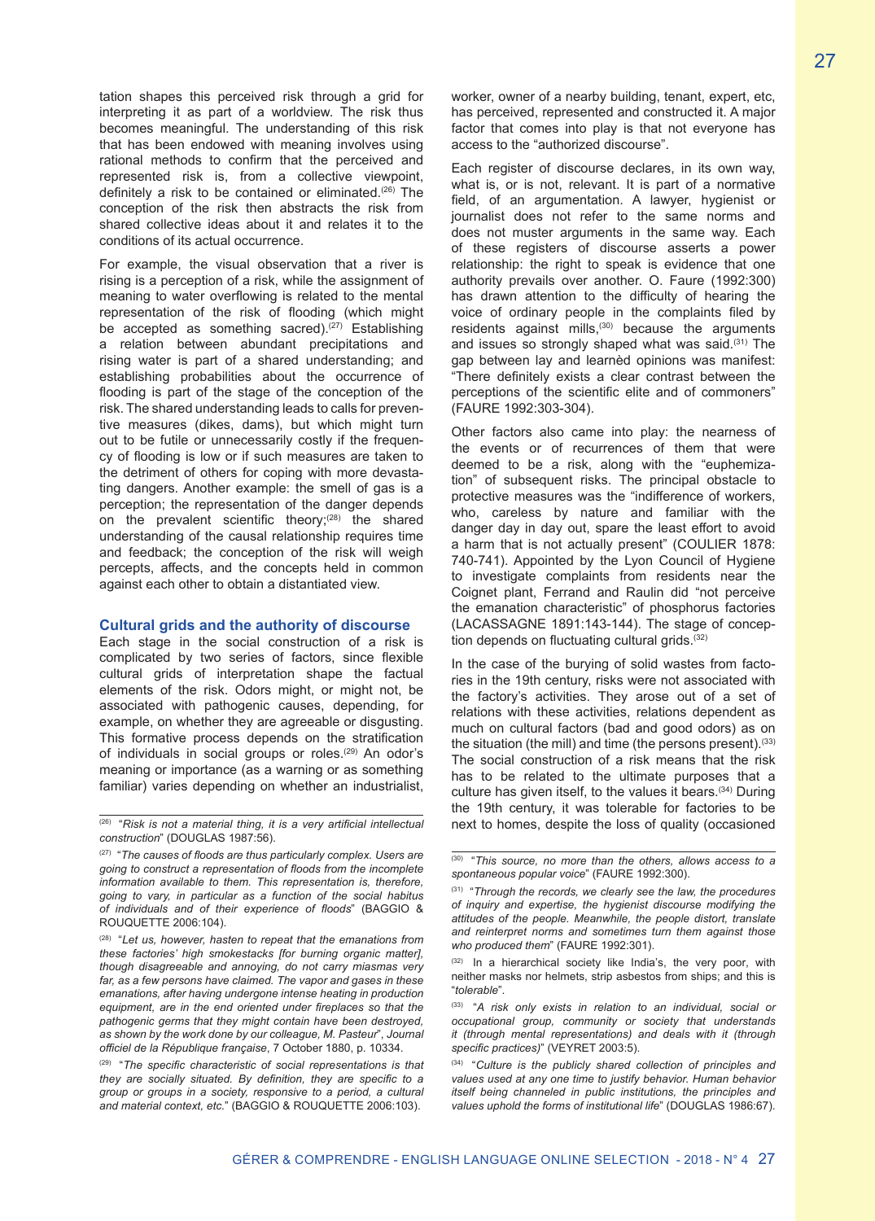tation shapes this perceived risk through a grid for interpreting it as part of a worldview. The risk thus becomes meaningful. The understanding of this risk that has been endowed with meaning involves using rational methods to confirm that the perceived and represented risk is, from a collective viewpoint, definitely a risk to be contained or eliminated.[26] The conception of the risk then abstracts the risk from shared collective ideas about it and relates it to the conditions of its actual occurrence.

For example, the visual observation that a river is rising is a perception of a risk, while the assignment of meaning to water overflowing is related to the mental representation of the risk of flooding (which might be accepted as something sacred).[27] Establishing a relation between abundant precipitations and rising water is part of a shared understanding; and establishing probabilities about the occurrence of flooding is part of the stage of the conception of the risk. The shared understanding leads to calls for preventive measures (dikes, dams), but which might turn out to be futile or unnecessarily costly if the frequency of flooding is low or if such measures are taken to the detriment of others for coping with more devastating dangers. Another example: the smell of gas is a perception; the representation of the danger depends on the prevalent scientific theory;[28] the shared understanding of the causal relationship requires time and feedback; the conception of the risk will weigh percepts, affects, and the concepts held in common against each other to obtain a distantiated view.

## Cultural grids and the authority of discourse

Each stage in the social construction of a risk is complicated by two series of factors, since flexible cultural grids of interpretation shape the factual elements of the risk. Odors might, or might not, be associated with pathogenic causes, depending, for example, on whether they are agreeable or disgusting. This formative process depends on the stratification of individuals in social groups or roles.[29] An odor's meaning or importance (as a warning or as something familiar) varies depending on whether an industrialist, worker, owner of a nearby building, tenant, expert, etc, has perceived, represented and constructed it. A major factor that comes into play is that not everyone has access to the "authorized discourse".

Each register of discourse declares, in its own way, what is, or is not, relevant. It is part of a normative field, of an argumentation. A lawyer, hygienist or journalist does not refer to the same norms and does not muster arguments in the same way. Each of these registers of discourse asserts a power relationship: the right to speak is evidence that one authority prevails over another. O. Faure (1992:300) has drawn attention to the difficulty of hearing the voice of ordinary people in the complaints filed by residents against mills,[30] because the arguments and issues so strongly shaped what was said.[31] The gap between lay and learnèd opinions was manifest: "There definitely exists a clear contrast between the perceptions of the scientific elite and of commoners" (FAURE 1992:303-304).

Other factors also came into play: the nearness of the events or of recurrences of them that were deemed to be a risk, along with the "euphemization" of subsequent risks. The principal obstacle to protective measures was the "indifference of workers, who, careless by nature and familiar with the danger day in day out, spare the least effort to avoid a harm that is not actually present" (COULIER 1878: 740-741). Appointed by the Lyon Council of Hygiene to investigate complaints from residents near the Coignet plant, Ferrand and Raulin did "not perceive the emanation characteristic" of phosphorus factories (LACASSAGNE 1891:143-144). The stage of conception depends on fluctuating cultural grids.[32]

In the case of the burying of solid wastes from factories in the 19th century, risks were not associated with the factory's activities. They arose out of a set of relations with these activities, relations dependent as much on cultural factors (bad and good odors) as on the situation (the mill) and time (the persons present).[33] The social construction of a risk means that the risk has to be related to the ultimate purposes that a culture has given itself, to the values it bears.[34] During the 19th century, it was tolerable for factories to be next to homes, despite the loss of quality (occasioned

---

[26] "*Risk is not a material thing, it is a very artificial intellectual construction*" (DOUGLAS 1987:56).

[27] "*The causes of floods are thus particularly complex. Users are going to construct a representation of floods from the incomplete information available to them. This representation is, therefore, going to vary, in particular as a function of the social habitus of individuals and of their experience of floods*" (BAGGIO & ROUQUETTE 2006:104).

[28] "*Let us, however, hasten to repeat that the emanations from these factories' high smokestacks [for burning organic matter], though disagreeable and annoying, do not carry miasmas very far, as a few persons have claimed. The vapor and gases in these emanations, after having undergone intense heating in production equipment, are in the end oriented under fireplaces so that the pathogenic germs that they might contain have been destroyed, as shown by the work done by our colleague, M. Pasteur*", *Journal officiel de la République française*, 7 October 1880, p. 10334.

[29] "*The specific characteristic of social representations is that they are socially situated. By definition, they are specific to a group or groups in a society, responsive to a period, a cultural and material context, etc.*" (BAGGIO & ROUQUETTE 2006:103).

[30] "*This source, no more than the others, allows access to a spontaneous popular voice*" (FAURE 1992:300).

[31] "*Through the records, we clearly see the law, the procedures of inquiry and expertise, the hygienist discourse modifying the attitudes of the people. Meanwhile, the people distort, translate and reinterpret norms and sometimes turn them against those who produced them*" (FAURE 1992:301).

[32] In a hierarchical society like India's, the very poor, with neither masks nor helmets, strip asbestos from ships; and this is "*tolerable*".

[33] "*A risk only exists in relation to an individual, social or occupational group, community or society that understands it (through mental representations) and deals with it (through specific practices)*" (VEYRET 2003:5).

[34] "*Culture is the publicly shared collection of principles and values used at any one time to justify behavior. Human behavior itself being channeled in public institutions, the principles and values uphold the forms of institutional life*" (DOUGLAS 1986:67).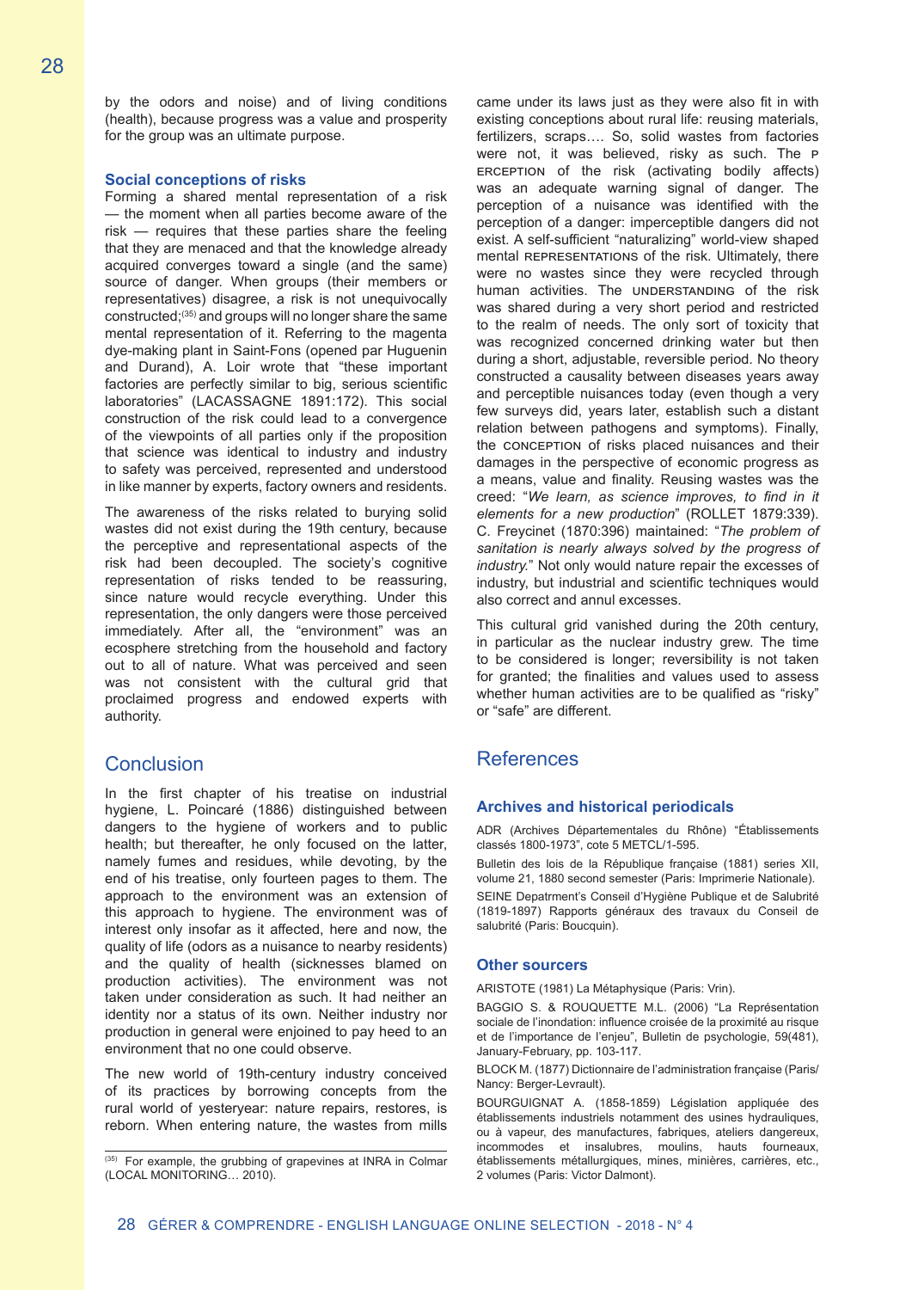by the odors and noise) and of living conditions (health), because progress was a value and prosperity for the group was an ultimate purpose.

### Social conceptions of risks

Forming a shared mental representation of a risk — the moment when all parties become aware of the risk — requires that these parties share the feeling that they are menaced and that the knowledge already acquired converges toward a single (and the same) source of danger. When groups (their members or representatives) disagree, a risk is not unequivocally constructed;[35] and groups will no longer share the same mental representation of it. Referring to the magenta dye-making plant in Saint-Fons (opened par Huguenin and Durand), A. Loir wrote that "these important factories are perfectly similar to big, serious scientific laboratories" (LACASSAGNE 1891:172). This social construction of the risk could lead to a convergence of the viewpoints of all parties only if the proposition that science was identical to industry and industry to safety was perceived, represented and understood in like manner by experts, factory owners and residents.

The awareness of the risks related to burying solid wastes did not exist during the 19th century, because the perceptive and representational aspects of the risk had been decoupled. The society's cognitive representation of risks tended to be reassuring, since nature would recycle everything. Under this representation, the only dangers were those perceived immediately. After all, the "environment" was an ecosphere stretching from the household and factory out to all of nature. What was perceived and seen was not consistent with the cultural grid that proclaimed progress and endowed experts with authority.

## Conclusion

In the first chapter of his treatise on industrial hygiene, L. Poincaré (1886) distinguished between dangers to the hygiene of workers and to public health; but thereafter, he only focused on the latter, namely fumes and residues, while devoting, by the end of his treatise, only fourteen pages to them. The approach to the environment was an extension of this approach to hygiene. The environment was of interest only insofar as it affected, here and now, the quality of life (odors as a nuisance to nearby residents) and the quality of health (sicknesses blamed on production activities). The environment was not taken under consideration as such. It had neither an identity nor a status of its own. Neither industry nor production in general were enjoined to pay heed to an environment that no one could observe.

The new world of 19th-century industry conceived of its practices by borrowing concepts from the rural world of yesteryear: nature repairs, restores, is reborn. When entering nature, the wastes from mills came under its laws just as they were also fit in with existing conceptions about rural life: reusing materials, fertilizers, scraps…. So, solid wastes from factories were not, it was believed, risky as such. The PERCEPTION of the risk (activating bodily affects) was an adequate warning signal of danger. The perception of a nuisance was identified with the perception of a danger: imperceptible dangers did not exist. A self-sufficient "naturalizing" world-view shaped mental REPRESENTATIONS of the risk. Ultimately, there were no wastes since they were recycled through human activities. The UNDERSTANDING of the risk was shared during a very short period and restricted to the realm of needs. The only sort of toxicity that was recognized concerned drinking water but then during a short, adjustable, reversible period. No theory constructed a causality between diseases years away and perceptible nuisances today (even though a very few surveys did, years later, establish such a distant relation between pathogens and symptoms). Finally, the CONCEPTION of risks placed nuisances and their damages in the perspective of economic progress as a means, value and finality. Reusing wastes was the creed: "*We learn, as science improves, to find in it elements for a new production*" (ROLLET 1879:339). C. Freycinet (1870:396) maintained: "*The problem of sanitation is nearly always solved by the progress of industry.*" Not only would nature repair the excesses of industry, but industrial and scientific techniques would also correct and annul excesses.

This cultural grid vanished during the 20th century, in particular as the nuclear industry grew. The time to be considered is longer; reversibility is not taken for granted; the finalities and values used to assess whether human activities are to be qualified as "risky" or "safe" are different.

[35] For example, the grubbing of grapevines at INRA in Colmar (LOCAL MONITORING… 2010).

## References

### Archives and historical periodicals

ADR (Archives Départementales du Rhône) "Établissements classés 1800-1973", cote 5 METCL/1-595.

Bulletin des lois de la République française (1881) series XII, volume 21, 1880 second semester (Paris: Imprimerie Nationale).

SEINE Depatrment's Conseil d'Hygiène Publique et de Salubrité (1819-1897) Rapports généraux des travaux du Conseil de salubrité (Paris: Boucquin).

### Other sourcers

ARISTOTE (1981) La Métaphysique (Paris: Vrin).

BAGGIO S. & ROUQUETTE M.L. (2006) "La Représentation sociale de l'inondation: influence croisée de la proximité au risque et de l'importance de l'enjeu", Bulletin de psychologie, 59(481), January-February, pp. 103-117.

BLOCK M. (1877) Dictionnaire de l'administration française (Paris/Nancy: Berger-Levrault).

BOURGUIGNAT A. (1858-1859) Législation appliquée des établissements industriels notamment des usines hydrauliques, ou à vapeur, des manufactures, fabriques, ateliers dangereux, incommodes et insalubres, moulins, hauts fourneaux, établissements métallurgiques, mines, minières, carrières, etc., 2 volumes (Paris: Victor Dalmont).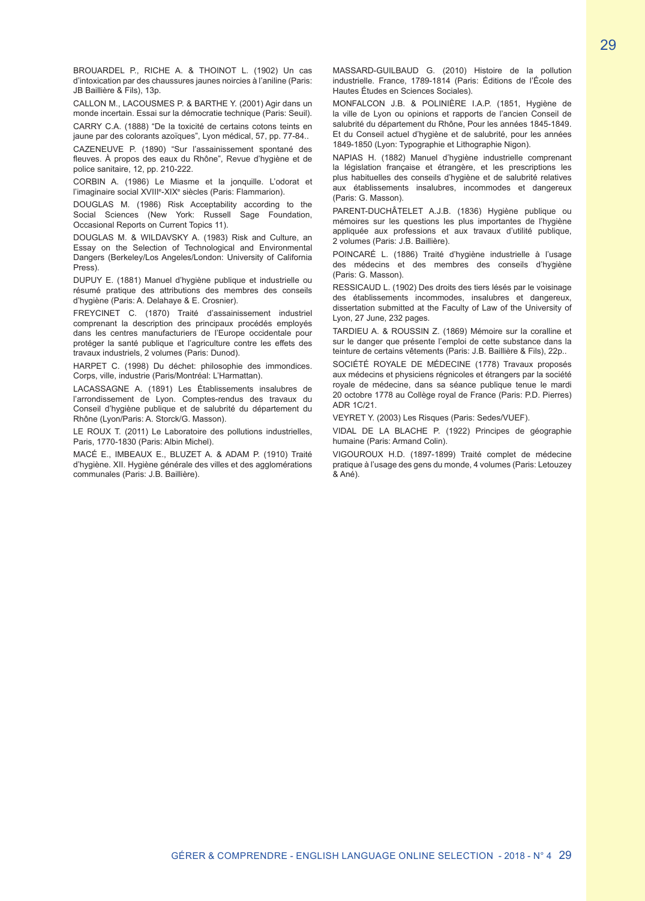BROUARDEL P., RICHE A. & THOINOT L. (1902) Un cas d'intoxication par des chaussures jaunes noircies à l'aniline (Paris: JB Baillière & Fils), 13p.

CALLON M., LACOUSMES P. & BARTHE Y. (2001) Agir dans un monde incertain. Essai sur la démocratie technique (Paris: Seuil).

CARRY C.A. (1888) "De la toxicité de certains cotons teints en jaune par des colorants azoïques", Lyon médical, 57, pp. 77-84..

CAZENEUVE P. (1890) "Sur l'assainissement spontané des fleuves. À propos des eaux du Rhône", Revue d'hygiène et de police sanitaire, 12, pp. 210-222.

CORBIN A. (1986) Le Miasme et la jonquille. L'odorat et l'imaginaire social XVIII[e]-XIX[e] siècles (Paris: Flammarion).

DOUGLAS M. (1986) Risk Acceptability according to the Social Sciences (New York: Russell Sage Foundation, Occasional Reports on Current Topics 11).

DOUGLAS M. & WILDAVSKY A. (1983) Risk and Culture, an Essay on the Selection of Technological and Environmental Dangers (Berkeley/Los Angeles/London: University of California Press).

DUPUY E. (1881) Manuel d'hygiène publique et industrielle ou résumé pratique des attributions des membres des conseils d'hygiène (Paris: A. Delahaye & E. Crosnier).

FREYCINET C. (1870) Traité d'assainissement industriel comprenant la description des principaux procédés employés dans les centres manufacturiers de l'Europe occidentale pour protéger la santé publique et l'agriculture contre les effets des travaux industriels, 2 volumes (Paris: Dunod).

HARPET C. (1998) Du déchet: philosophie des immondices. Corps, ville, industrie (Paris/Montréal: L'Harmattan).

LACASSAGNE A. (1891) Les Établissements insalubres de l'arrondissement de Lyon. Comptes-rendus des travaux du Conseil d'hygiène publique et de salubrité du département du Rhône (Lyon/Paris: A. Storck/G. Masson).

LE ROUX T. (2011) Le Laboratoire des pollutions industrielles, Paris, 1770-1830 (Paris: Albin Michel).

MACÉ E., IMBEAUX E., BLUZET A. & ADAM P. (1910) Traité d'hygiène. XII. Hygiène générale des villes et des agglomérations communales (Paris: J.B. Baillière).

MASSARD-GUILBAUD G. (2010) Histoire de la pollution industrielle. France, 1789-1814 (Paris: Éditions de l'École des Hautes Études en Sciences Sociales).

MONFALCON J.B. & POLINIÈRE I.A.P. (1851, Hygiène de la ville de Lyon ou opinions et rapports de l'ancien Conseil de salubrité du département du Rhône, Pour les années 1845-1849. Et du Conseil actuel d'hygiène et de salubrité, pour les années 1849-1850 (Lyon: Typographie et Lithographie Nigon).

NAPIAS H. (1882) Manuel d'hygiène industrielle comprenant la législation française et étrangère, et les prescriptions les plus habituelles des conseils d'hygiène et de salubrité relatives aux établissements insalubres, incommodes et dangereux (Paris: G. Masson).

PARENT-DUCHÂTELET A.J.B. (1836) Hygiène publique ou mémoires sur les questions les plus importantes de l'hygiène appliquée aux professions et aux travaux d'utilité publique, 2 volumes (Paris: J.B. Baillière).

POINCARÉ L. (1886) Traité d'hygiène industrielle à l'usage des médecins et des membres des conseils d'hygiène (Paris: G. Masson).

RESSICAUD L. (1902) Des droits des tiers lésés par le voisinage des établissements incommodes, insalubres et dangereux, dissertation submitted at the Faculty of Law of the University of Lyon, 27 June, 232 pages.

TARDIEU A. & ROUSSIN Z. (1869) Mémoire sur la coralline et sur le danger que présente l'emploi de cette substance dans la teinture de certains vêtements (Paris: J.B. Baillière & Fils), 22p..

SOCIÉTÉ ROYALE DE MÉDECINE (1778) Travaux proposés aux médecins et physiciens régnicoles et étrangers par la société royale de médecine, dans sa séance publique tenue le mardi 20 octobre 1778 au Collège royal de France (Paris: P.D. Pierres) ADR 1C/21.

VEYRET Y. (2003) Les Risques (Paris: Sedes/VUEF).

VIDAL DE LA BLACHE P. (1922) Principes de géographie humaine (Paris: Armand Colin).

VIGOUROUX H.D. (1897-1899) Traité complet de médecine pratique à l'usage des gens du monde, 4 volumes (Paris: Letouzey & Ané).